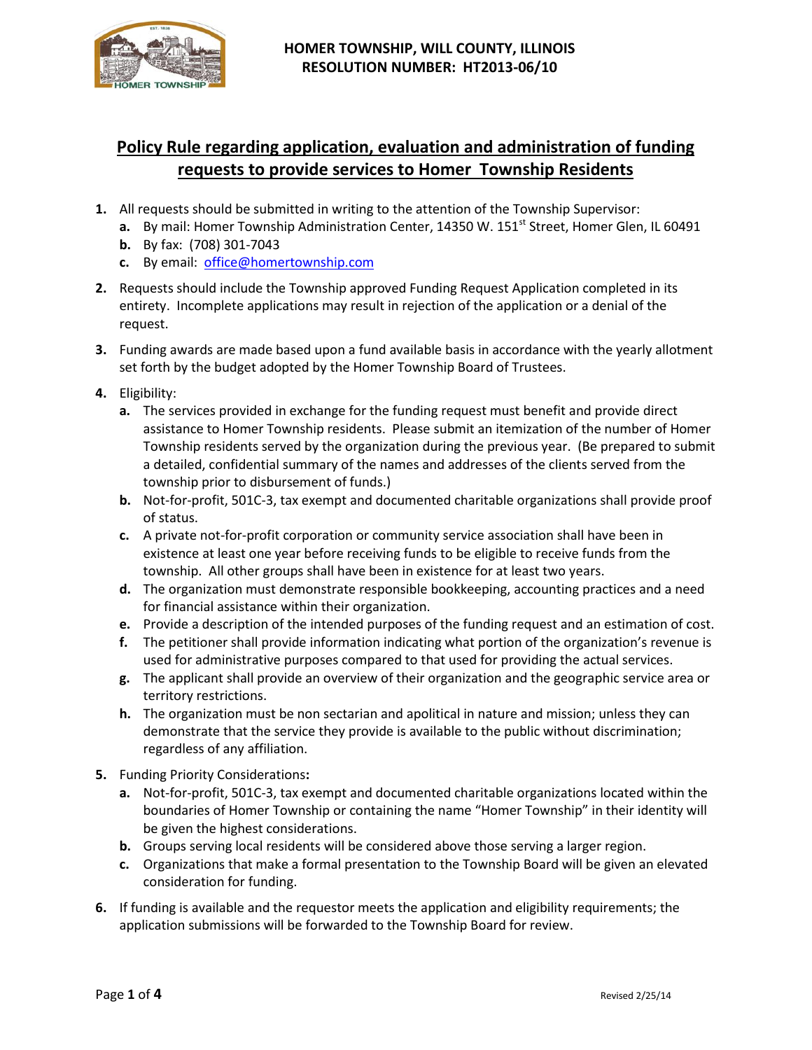**HOMER TOWNSHIP, WILL COUNTY, ILLINOIS**
**RESOLUTION NUMBER: HT2013-06/10**

# Policy Rule regarding application, evaluation and administration of funding requests to provide services to Homer Township Residents

1. All requests should be submitted in writing to the attention of the Township Supervisor:
   a. By mail: Homer Township Administration Center, 14350 W. 151st Street, Homer Glen, IL 60491
   b. By fax: (708) 301-7043
   c. By email: office@homertownship.com
2. Requests should include the Township approved Funding Request Application completed in its entirety. Incomplete applications may result in rejection of the application or a denial of the request.
3. Funding awards are made based upon a fund available basis in accordance with the yearly allotment set forth by the budget adopted by the Homer Township Board of Trustees.
4. Eligibility:
   a. The services provided in exchange for the funding request must benefit and provide direct assistance to Homer Township residents. Please submit an itemization of the number of Homer Township residents served by the organization during the previous year. (Be prepared to submit a detailed, confidential summary of the names and addresses of the clients served from the township prior to disbursement of funds.)
   b. Not-for-profit, 501C-3, tax exempt and documented charitable organizations shall provide proof of status.
   c. A private not-for-profit corporation or community service association shall have been in existence at least one year before receiving funds to be eligible to receive funds from the township. All other groups shall have been in existence for at least two years.
   d. The organization must demonstrate responsible bookkeeping, accounting practices and a need for financial assistance within their organization.
   e. Provide a description of the intended purposes of the funding request and an estimation of cost.
   f. The petitioner shall provide information indicating what portion of the organization's revenue is used for administrative purposes compared to that used for providing the actual services.
   g. The applicant shall provide an overview of their organization and the geographic service area or territory restrictions.
   h. The organization must be non sectarian and apolitical in nature and mission; unless they can demonstrate that the service they provide is available to the public without discrimination; regardless of any affiliation.
5. Funding Priority Considerations**:**
   a. Not-for-profit, 501C-3, tax exempt and documented charitable organizations located within the boundaries of Homer Township or containing the name "Homer Township" in their identity will be given the highest considerations.
   b. Groups serving local residents will be considered above those serving a larger region.
   c. Organizations that make a formal presentation to the Township Board will be given an elevated consideration for funding.
6. If funding is available and the requestor meets the application and eligibility requirements; the application submissions will be forwarded to the Township Board for review.

Revised 2/25/14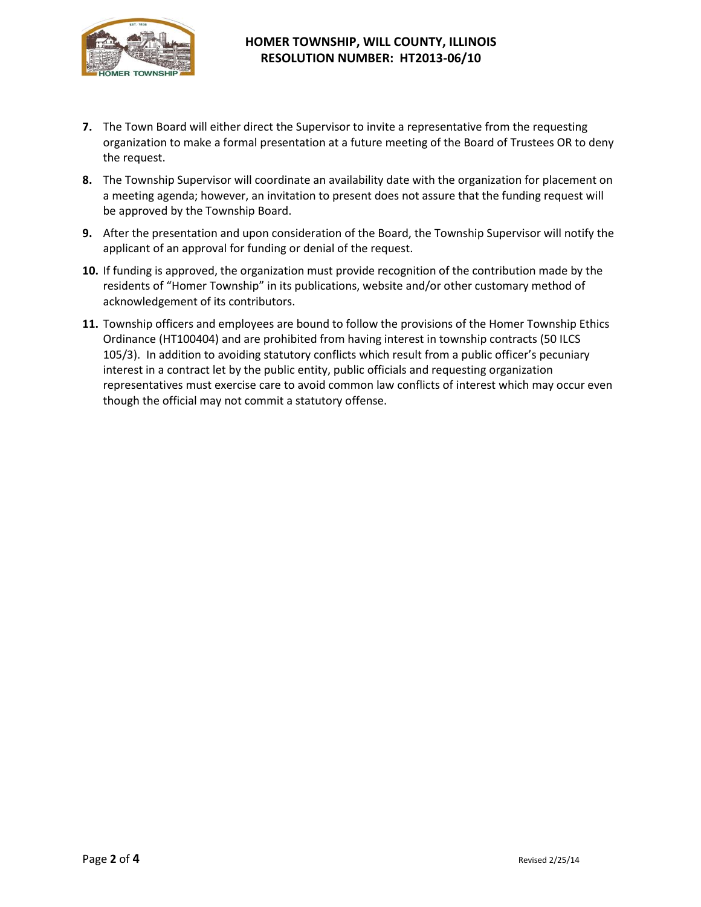7. The Town Board will either direct the Supervisor to invite a representative from the requesting organization to make a formal presentation at a future meeting of the Board of Trustees OR to deny the request.
8. The Township Supervisor will coordinate an availability date with the organization for placement on a meeting agenda; however, an invitation to present does not assure that the funding request will be approved by the Township Board.
9. After the presentation and upon consideration of the Board, the Township Supervisor will notify the applicant of an approval for funding or denial of the request.
10. If funding is approved, the organization must provide recognition of the contribution made by the residents of "Homer Township" in its publications, website and/or other customary method of acknowledgement of its contributors.
11. Township officers and employees are bound to follow the provisions of the Homer Township Ethics Ordinance (HT100404) and are prohibited from having interest in township contracts (50 ILCS 105/3). In addition to avoiding statutory conflicts which result from a public officer's pecuniary interest in a contract let by the public entity, public officials and requesting organization representatives must exercise care to avoid common law conflicts of interest which may occur even though the official may not commit a statutory offense.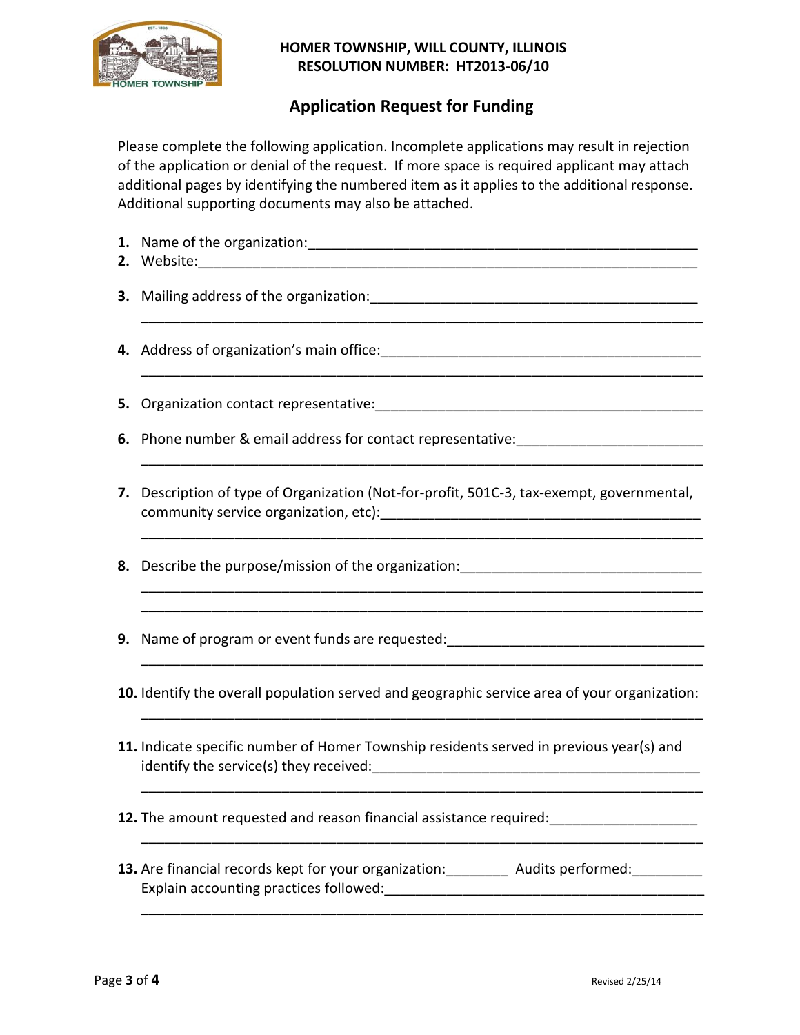**HOMER TOWNSHIP, WILL COUNTY, ILLINOIS**
**RESOLUTION NUMBER: HT2013-06/10**

## Application Request for Funding

Please complete the following application. Incomplete applications may result in rejection of the application or denial of the request. If more space is required applicant may attach additional pages by identifying the numbered item as it applies to the additional response. Additional supporting documents may also be attached.

1. Name of the organization:___________________________________________________
2. Website:_______________________________________________________________
3. Mailing address of the organization:__________________________________________
   _______________________________________________________________________
4. Address of organization's main office:_________________________________________
   _______________________________________________________________________
5. Organization contact representative:_________________________________________
6. Phone number & email address for contact representative:_______________________
   _______________________________________________________________________
7. Description of type of Organization (Not-for-profit, 501C-3, tax-exempt, governmental, community service organization, etc):________________________________________
   _______________________________________________________________________
8. Describe the purpose/mission of the organization:______________________________
   _______________________________________________________________________
   _______________________________________________________________________
9. Name of program or event funds are requested:________________________________
   _______________________________________________________________________
10. Identify the overall population served and geographic service area of your organization:
    _______________________________________________________________________
11. Indicate specific number of Homer Township residents served in previous year(s) and identify the service(s) they received:__________________________________________
    _______________________________________________________________________
12. The amount requested and reason financial assistance required:__________________
    _______________________________________________________________________
13. Are financial records kept for your organization:________ Audits performed:_________
    Explain accounting practices followed:_______________________________________
    _______________________________________________________________________

Revised 2/25/14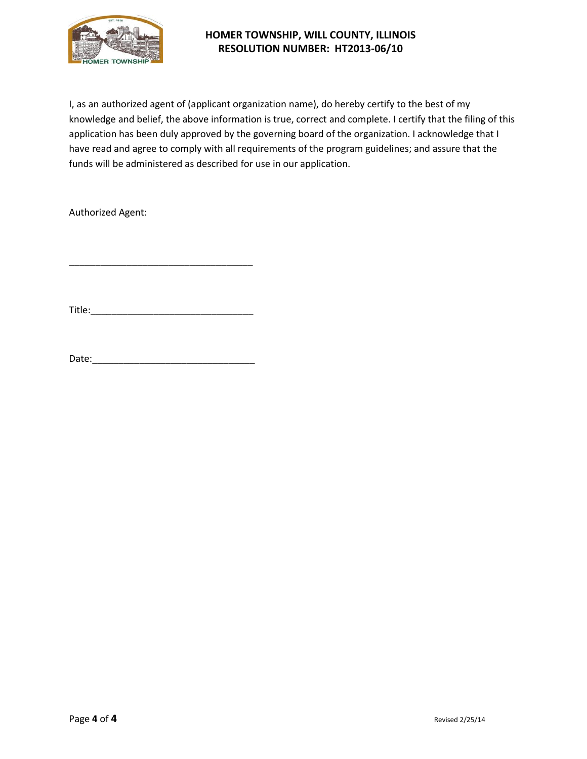I, as an authorized agent of (applicant organization name), do hereby certify to the best of my knowledge and belief, the above information is true, correct and complete. I certify that the filing of this application has been duly approved by the governing board of the organization. I acknowledge that I have read and agree to comply with all requirements of the program guidelines; and assure that the funds will be administered as described for use in our application.

Authorized Agent:

___________________________________

Title:______________________________

Date:______________________________